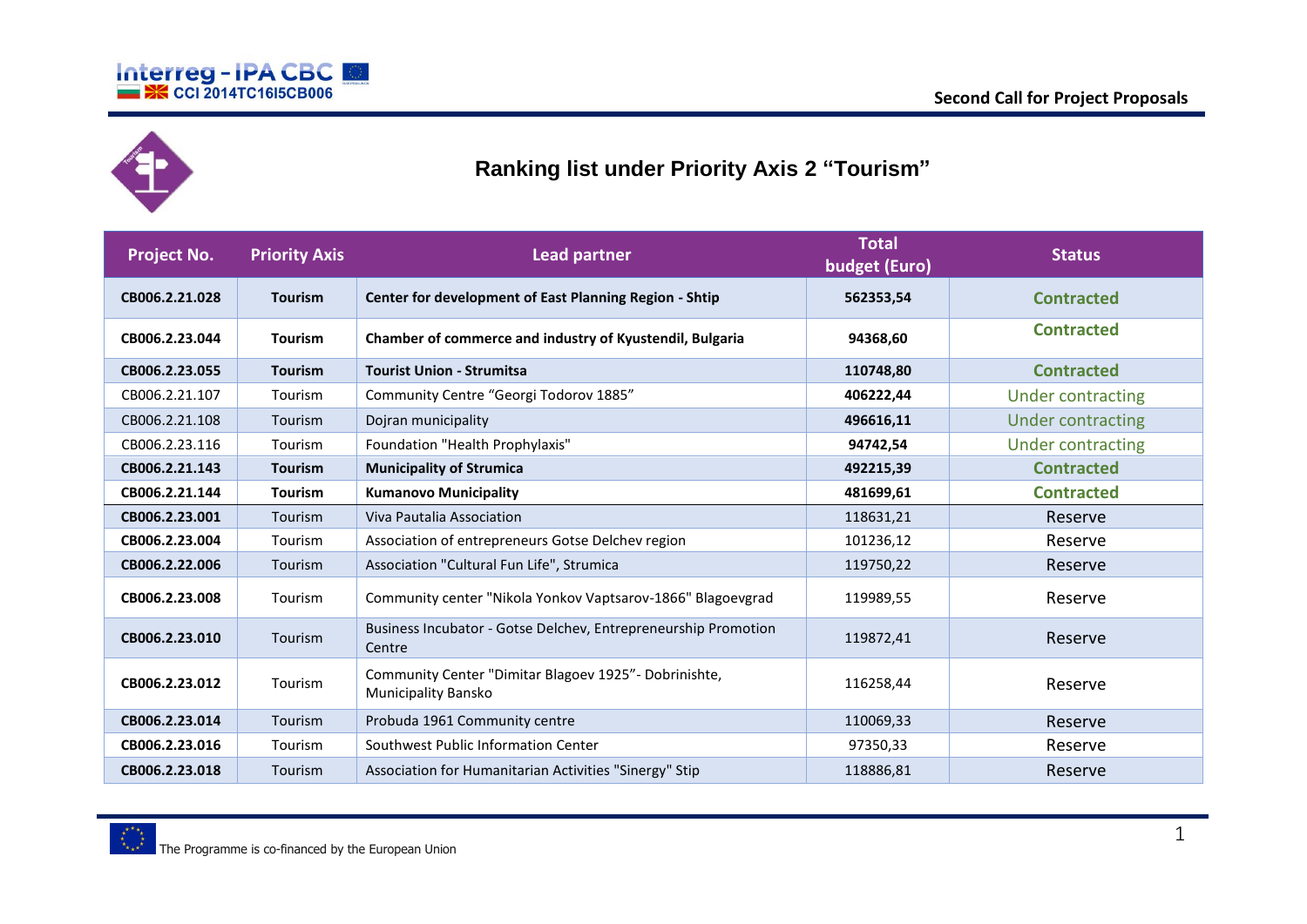# Ranking list under Priority Axis 2 "Tourism"

| Project No. | Priority Axis | Lead partner | Total budget (Euro) | Status |
|---|---|---|---|---|
| **CB006.2.21.028** | **Tourism** | **Center for development of East Planning Region - Shtip** | **562353,54** | **Contracted** |
| **CB006.2.23.044** | **Tourism** | **Chamber of commerce and industry of Kyustendil, Bulgaria** | **94368,60** | **Contracted** |
| **CB006.2.23.055** | **Tourism** | **Tourist Union - Strumitsa** | **110748,80** | **Contracted** |
| CB006.2.21.107 | Tourism | Community Centre "Georgi Todorov 1885" | **406222,44** | Under contracting |
| CB006.2.21.108 | Tourism | Dojran municipality | **496616,11** | Under contracting |
| CB006.2.23.116 | Tourism | Foundation "Health Prophylaxis" | **94742,54** | Under contracting |
| **CB006.2.21.143** | **Tourism** | **Municipality of Strumica** | **492215,39** | **Contracted** |
| **CB006.2.21.144** | **Tourism** | **Kumanovo Municipality** | **481699,61** | **Contracted** |
| **CB006.2.23.001** | Tourism | Viva Pautalia Association | 118631,21 | Reserve |
| **CB006.2.23.004** | Tourism | Association of entrepreneurs Gotse Delchev region | 101236,12 | Reserve |
| **CB006.2.22.006** | Tourism | Association "Cultural Fun Life", Strumica | 119750,22 | Reserve |
| **CB006.2.23.008** | Tourism | Community center "Nikola Yonkov Vaptsarov-1866" Blagoevgrad | 119989,55 | Reserve |
| **CB006.2.23.010** | Tourism | Business Incubator - Gotse Delchev, Entrepreneurship Promotion Centre | 119872,41 | Reserve |
| **CB006.2.23.012** | Tourism | Community Center "Dimitar Blagoev 1925"- Dobrinishte, Municipality Bansko | 116258,44 | Reserve |
| **CB006.2.23.014** | Tourism | Probuda 1961 Community centre | 110069,33 | Reserve |
| **CB006.2.23.016** | Tourism | Southwest Public Information Center | 97350,33 | Reserve |
| **CB006.2.23.018** | Tourism | Association for Humanitarian Activities "Sinergy" Stip | 118886,81 | Reserve |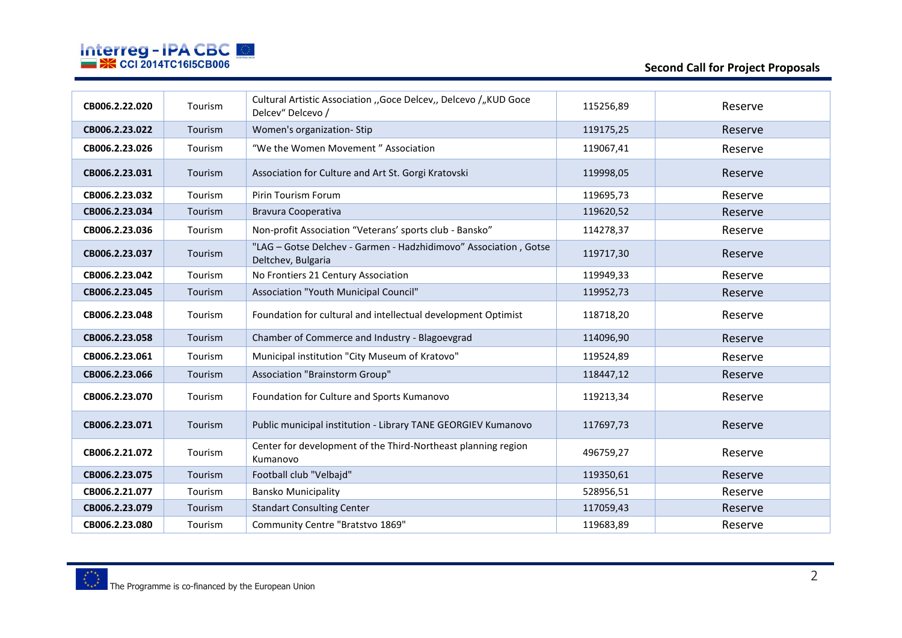| CB006.2.22.020 | Tourism | Cultural Artistic Association ,,Goce Delcev,, Delcevo /„KUD Goce Delcev“ Delcevo / | 115256,89 | Reserve |
|---|---|---|---|---|
| **CB006.2.23.022** | Tourism | Women's organization- Stip | 119175,25 | Reserve |
| **CB006.2.23.026** | Tourism | “We the Women Movement ” Association | 119067,41 | Reserve |
| **CB006.2.23.031** | Tourism | Association for Culture and Art St. Gorgi Kratovski | 119998,05 | Reserve |
| **CB006.2.23.032** | Tourism | Pirin Tourism Forum | 119695,73 | Reserve |
| **CB006.2.23.034** | Tourism | Bravura Cooperativa | 119620,52 | Reserve |
| **CB006.2.23.036** | Tourism | Non-profit Association “Veterans’ sports club - Bansko” | 114278,37 | Reserve |
| **CB006.2.23.037** | Tourism | "LAG – Gotse Delchev - Garmen - Hadzhidimovo” Association , Gotse Deltchev, Bulgaria | 119717,30 | Reserve |
| **CB006.2.23.042** | Tourism | No Frontiers 21 Century Association | 119949,33 | Reserve |
| **CB006.2.23.045** | Tourism | Association "Youth Municipal Council" | 119952,73 | Reserve |
| **CB006.2.23.048** | Tourism | Foundation for cultural and intellectual development Optimist | 118718,20 | Reserve |
| **CB006.2.23.058** | Tourism | Chamber of Commerce and Industry - Blagoevgrad | 114096,90 | Reserve |
| **CB006.2.23.061** | Tourism | Municipal institution "City Museum of Kratovo" | 119524,89 | Reserve |
| **CB006.2.23.066** | Tourism | Association "Brainstorm Group" | 118447,12 | Reserve |
| **CB006.2.23.070** | Tourism | Foundation for Culture and Sports Kumanovo | 119213,34 | Reserve |
| **CB006.2.23.071** | Tourism | Public municipal institution - Library TANE GEORGIEV Kumanovo | 117697,73 | Reserve |
| **CB006.2.21.072** | Tourism | Center for development of the Third-Northeast planning region Kumanovo | 496759,27 | Reserve |
| **CB006.2.23.075** | Tourism | Football club "Velbajd" | 119350,61 | Reserve |
| **CB006.2.21.077** | Tourism | Bansko Municipality | 528956,51 | Reserve |
| **CB006.2.23.079** | Tourism | Standart Consulting Center | 117059,43 | Reserve |
| **CB006.2.23.080** | Tourism | Community Centre "Bratstvo 1869" | 119683,89 | Reserve |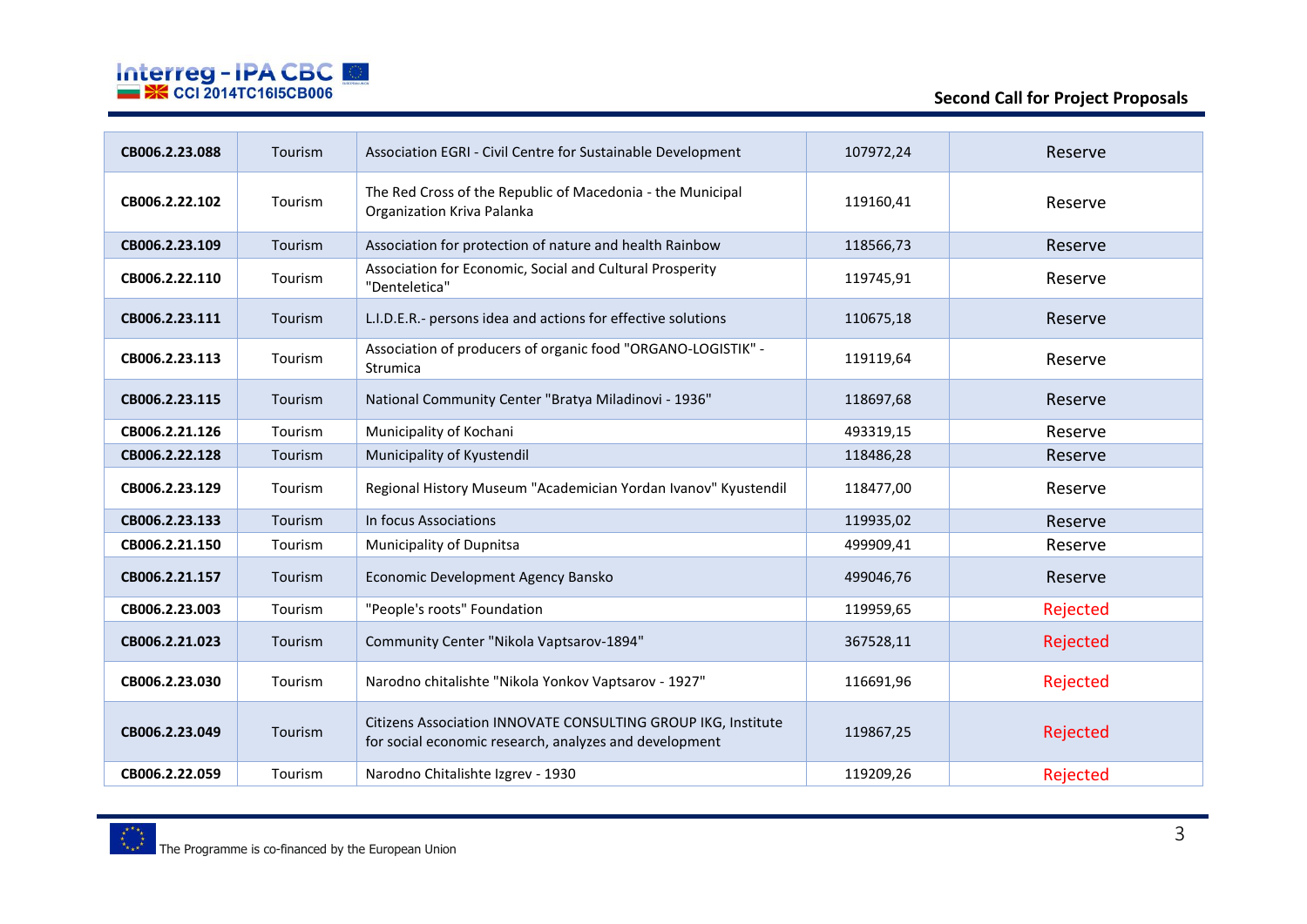| CB006.2.23.088 | Tourism | Association EGRI - Civil Centre for Sustainable Development | 107972,24 | Reserve |
|---|---|---|---|---|
| CB006.2.22.102 | Tourism | The Red Cross of the Republic of Macedonia - the Municipal Organization Kriva Palanka | 119160,41 | Reserve |
| CB006.2.23.109 | Tourism | Association for protection of nature and health Rainbow | 118566,73 | Reserve |
| CB006.2.22.110 | Tourism | Association for Economic, Social and Cultural Prosperity "Denteletica" | 119745,91 | Reserve |
| CB006.2.23.111 | Tourism | L.I.D.E.R.- persons idea and actions for effective solutions | 110675,18 | Reserve |
| CB006.2.23.113 | Tourism | Association of producers of organic food "ORGANO-LOGISTIK" - Strumica | 119119,64 | Reserve |
| CB006.2.23.115 | Tourism | National Community Center "Bratya Miladinovi - 1936" | 118697,68 | Reserve |
| CB006.2.21.126 | Tourism | Municipality of Kochani | 493319,15 | Reserve |
| CB006.2.22.128 | Tourism | Municipality of Kyustendil | 118486,28 | Reserve |
| CB006.2.23.129 | Tourism | Regional History Museum "Academician Yordan Ivanov" Kyustendil | 118477,00 | Reserve |
| CB006.2.23.133 | Tourism | In focus Associations | 119935,02 | Reserve |
| CB006.2.21.150 | Tourism | Municipality of Dupnitsa | 499909,41 | Reserve |
| CB006.2.21.157 | Tourism | Economic Development Agency Bansko | 499046,76 | Reserve |
| CB006.2.23.003 | Tourism | "People's roots" Foundation | 119959,65 | Rejected |
| CB006.2.21.023 | Tourism | Community Center "Nikola Vaptsarov-1894" | 367528,11 | Rejected |
| CB006.2.23.030 | Tourism | Narodno chitalishte "Nikola Yonkov Vaptsarov - 1927" | 116691,96 | Rejected |
| CB006.2.23.049 | Tourism | Citizens Association INNOVATE CONSULTING GROUP IKG, Institute for social economic research, analyzes and development | 119867,25 | Rejected |
| CB006.2.22.059 | Tourism | Narodno Chitalishte Izgrev - 1930 | 119209,26 | Rejected |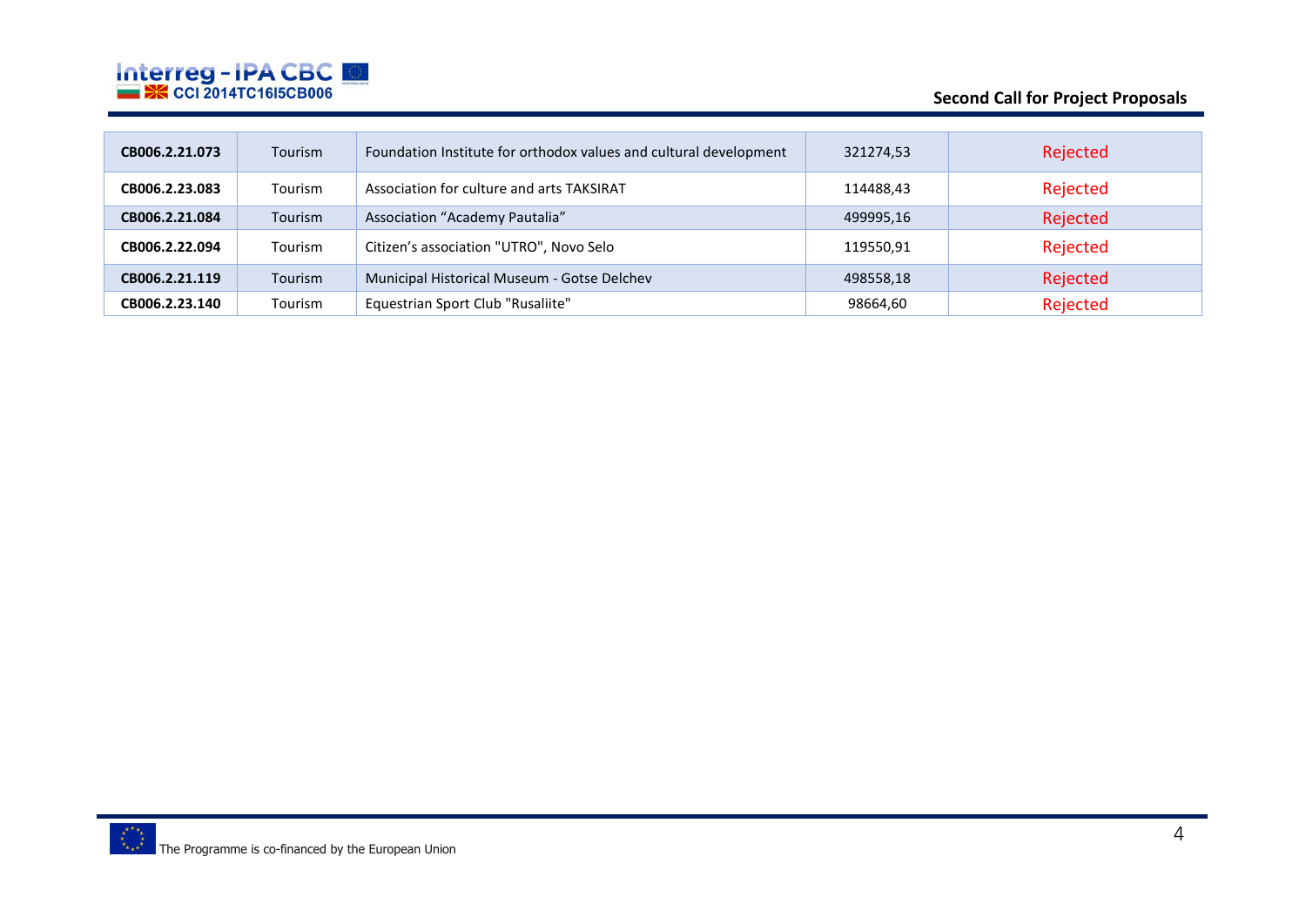| | | | | |
|---|---|---|---|---|
| **CB006.2.21.073** | Tourism | Foundation Institute for orthodox values and cultural development | 321274,53 | Rejected |
| **CB006.2.23.083** | Tourism | Association for culture and arts TAKSIRAT | 114488,43 | Rejected |
| **CB006.2.21.084** | Tourism | Association “Academy Pautalia” | 499995,16 | Rejected |
| **CB006.2.22.094** | Tourism | Citizen’s association "UTRO", Novo Selo | 119550,91 | Rejected |
| **CB006.2.21.119** | Tourism | Municipal Historical Museum - Gotse Delchev | 498558,18 | Rejected |
| **CB006.2.23.140** | Tourism | Equestrian Sport Club "Rusaliite" | 98664,60 | Rejected |